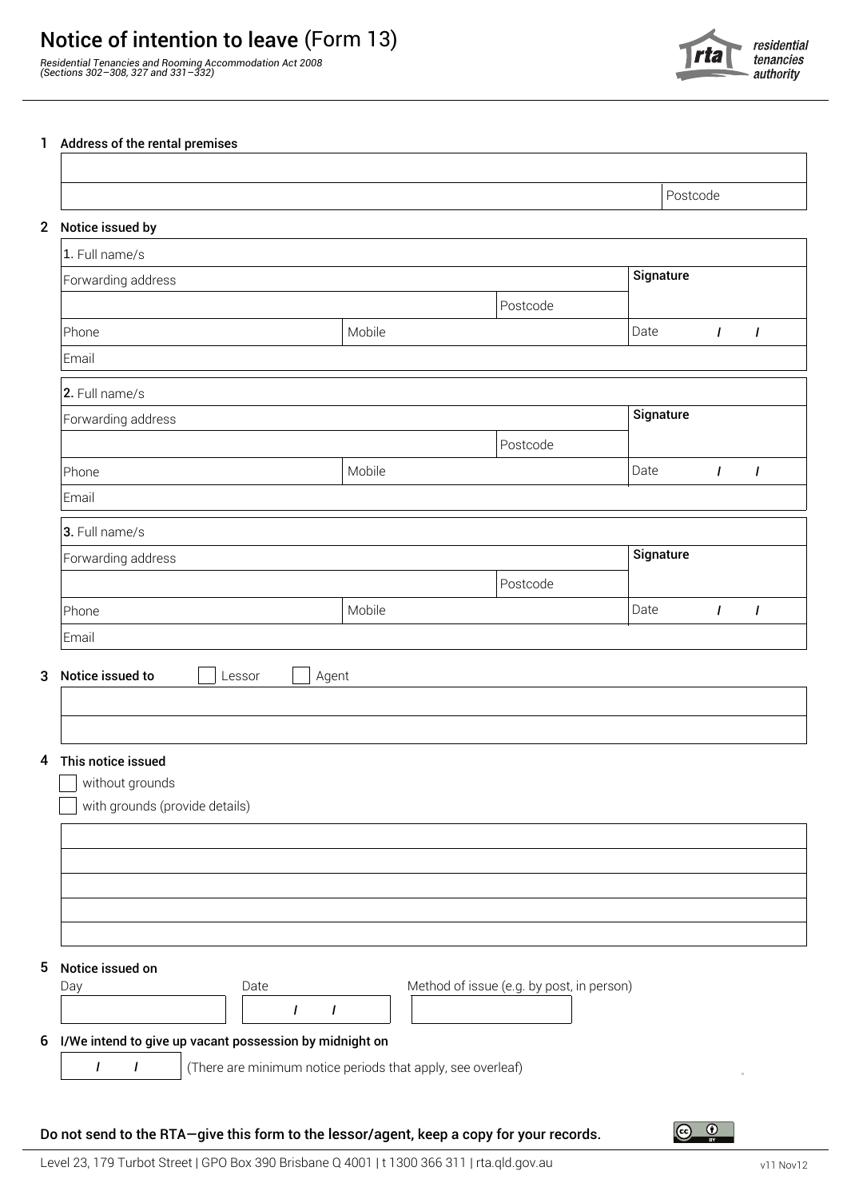# Notice of intention to leave (Form 13)

*Residential Tenancies and Rooming Accommodation Act 2008*
*(Sections 302–308, 327 and 331–332)*

residential tenancies authority

## 1 Address of the rental premises

| |
|---|
| |
| Postcode |

## 2 Notice issued by

| | | | |
|---|---|---|---|
| **1.** Full name/s | | | |
| Forwarding address | | | **Signature** |
| | | Postcode | |
| Phone | Mobile | | Date / / |
| Email | | | |

| | | | |
|---|---|---|---|
| **2.** Full name/s | | | |
| Forwarding address | | | **Signature** |
| | | Postcode | |
| Phone | Mobile | | Date / / |
| Email | | | |

| | | | |
|---|---|---|---|
| **3.** Full name/s | | | |
| Forwarding address | | | **Signature** |
| | | Postcode | |
| Phone | Mobile | | Date / / |
| Email | | | |

## 3 Notice issued to

☐ Lessor ☐ Agent

## 4 This notice issued

☐ without grounds

☐ with grounds (provide details)

## 5 Notice issued on

| Day | Date | Method of issue (e.g. by post, in person) |
|---|---|---|
| | / / | |

## 6 I/We intend to give up vacant possession by midnight on

/ / (There are minimum notice periods that apply, see overleaf)

**Do not send to the RTA—give this form to the lessor/agent, keep a copy for your records.**

Level 23, 179 Turbot Street | GPO Box 390 Brisbane Q 4001 | t 1300 366 311 | rta.qld.gov.au

v11 Nov12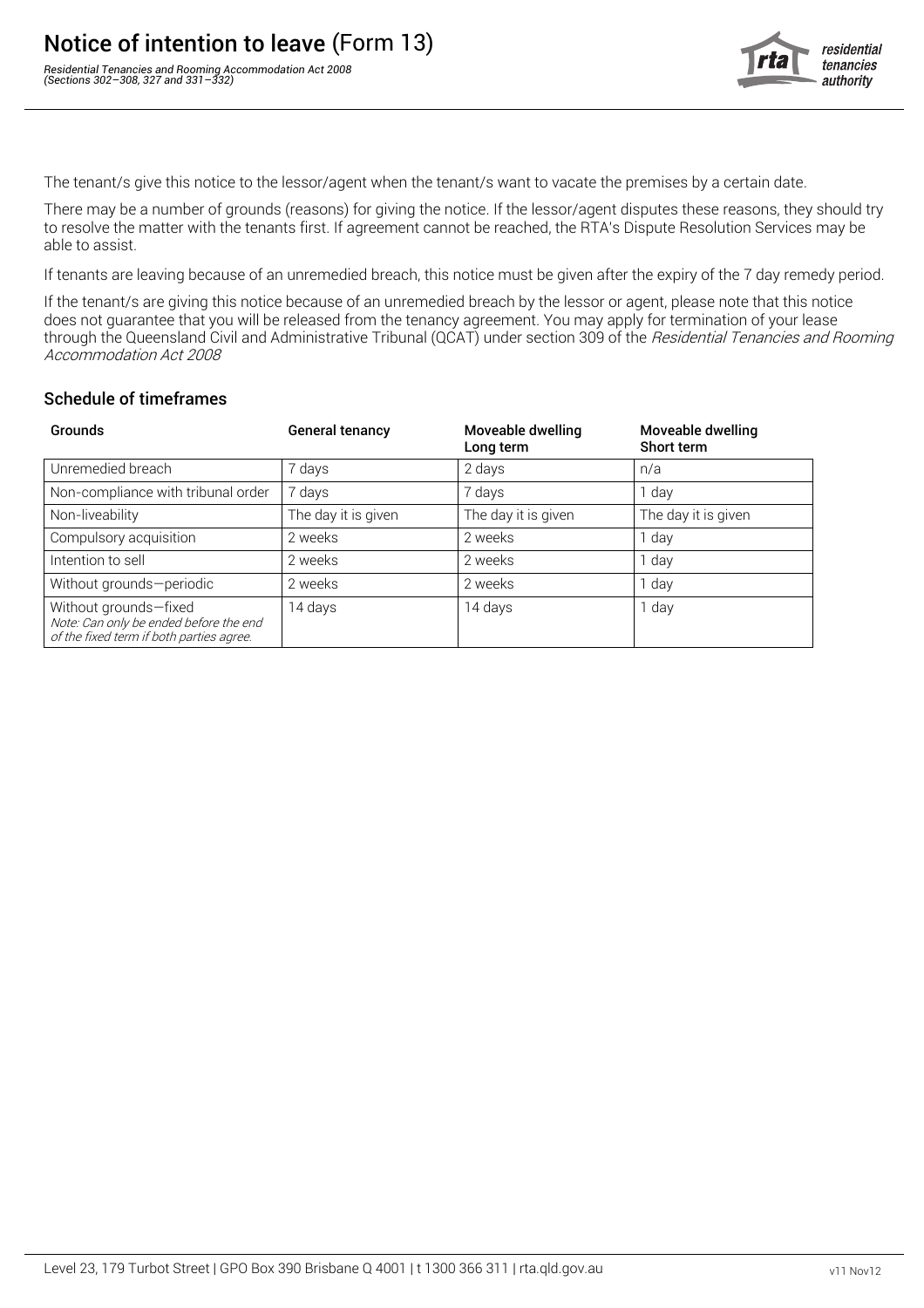# Notice of intention to leave (Form 13)

*Residential Tenancies and Rooming Accommodation Act 2008 (Sections 302–308, 327 and 331–332)*

The tenant/s give this notice to the lessor/agent when the tenant/s want to vacate the premises by a certain date.

There may be a number of grounds (reasons) for giving the notice. If the lessor/agent disputes these reasons, they should try to resolve the matter with the tenants first. If agreement cannot be reached, the RTA's Dispute Resolution Services may be able to assist.

If tenants are leaving because of an unremedied breach, this notice must be given after the expiry of the 7 day remedy period.

If the tenant/s are giving this notice because of an unremedied breach by the lessor or agent, please note that this notice does not guarantee that you will be released from the tenancy agreement. You may apply for termination of your lease through the Queensland Civil and Administrative Tribunal (QCAT) under section 309 of the *Residential Tenancies and Rooming Accommodation Act 2008*

## Schedule of timeframes

| Grounds | General tenancy | Moveable dwelling Long term | Moveable dwelling Short term |
|---|---|---|---|
| Unremedied breach | 7 days | 2 days | n/a |
| Non-compliance with tribunal order | 7 days | 7 days | 1 day |
| Non-liveability | The day it is given | The day it is given | The day it is given |
| Compulsory acquisition | 2 weeks | 2 weeks | 1 day |
| Intention to sell | 2 weeks | 2 weeks | 1 day |
| Without grounds—periodic | 2 weeks | 2 weeks | 1 day |
| Without grounds—fixed *Note: Can only be ended before the end of the fixed term if both parties agree.* | 14 days | 14 days | 1 day |

Level 23, 179 Turbot Street | GPO Box 390 Brisbane Q 4001 | t 1300 366 311 | rta.qld.gov.au

v11 Nov12